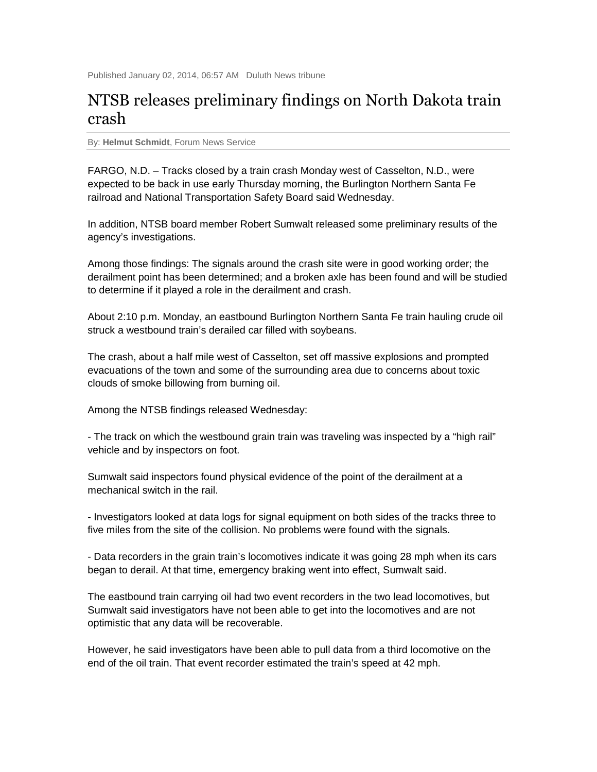Published January 02, 2014, 06:57 AM Duluth News tribune

# NTSB releases preliminary findings on North Dakota train crash

By: **Helmut Schmidt**, Forum News Service

FARGO, N.D. – Tracks closed by a train crash Monday west of Casselton, N.D., were expected to be back in use early Thursday morning, the Burlington Northern Santa Fe railroad and National Transportation Safety Board said Wednesday.

In addition, NTSB board member Robert Sumwalt released some preliminary results of the agency's investigations.

Among those findings: The signals around the crash site were in good working order; the derailment point has been determined; and a broken axle has been found and will be studied to determine if it played a role in the derailment and crash.

About 2:10 p.m. Monday, an eastbound Burlington Northern Santa Fe train hauling crude oil struck a westbound train's derailed car filled with soybeans.

The crash, about a half mile west of Casselton, set off massive explosions and prompted evacuations of the town and some of the surrounding area due to concerns about toxic clouds of smoke billowing from burning oil.

Among the NTSB findings released Wednesday:

- The track on which the westbound grain train was traveling was inspected by a "high rail" vehicle and by inspectors on foot.

Sumwalt said inspectors found physical evidence of the point of the derailment at a mechanical switch in the rail.

- Investigators looked at data logs for signal equipment on both sides of the tracks three to five miles from the site of the collision. No problems were found with the signals.

- Data recorders in the grain train's locomotives indicate it was going 28 mph when its cars began to derail. At that time, emergency braking went into effect, Sumwalt said.

The eastbound train carrying oil had two event recorders in the two lead locomotives, but Sumwalt said investigators have not been able to get into the locomotives and are not optimistic that any data will be recoverable.

However, he said investigators have been able to pull data from a third locomotive on the end of the oil train. That event recorder estimated the train's speed at 42 mph.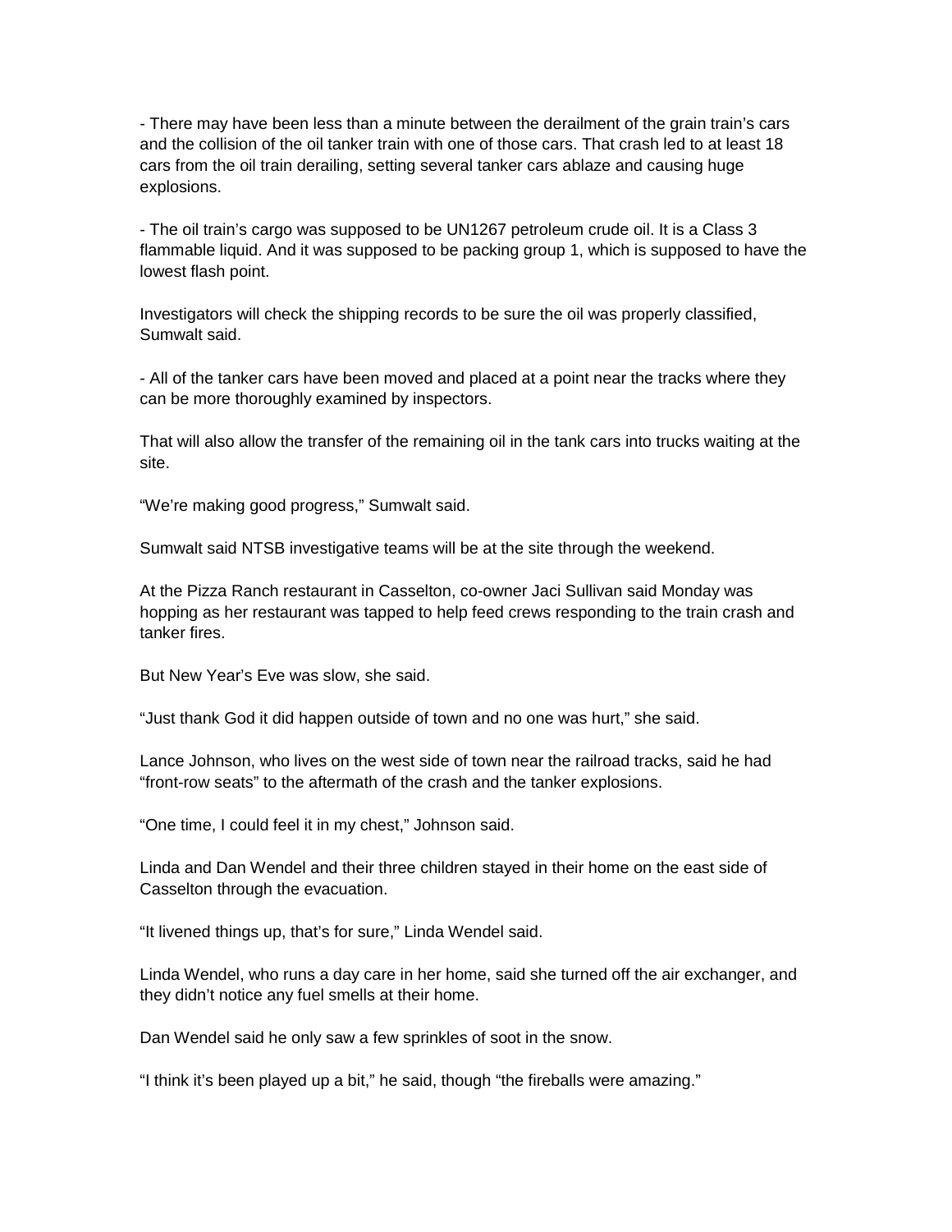- There may have been less than a minute between the derailment of the grain train's cars and the collision of the oil tanker train with one of those cars. That crash led to at least 18 cars from the oil train derailing, setting several tanker cars ablaze and causing huge explosions.

- The oil train's cargo was supposed to be UN1267 petroleum crude oil. It is a Class 3 flammable liquid. And it was supposed to be packing group 1, which is supposed to have the lowest flash point.

Investigators will check the shipping records to be sure the oil was properly classified, Sumwalt said.

- All of the tanker cars have been moved and placed at a point near the tracks where they can be more thoroughly examined by inspectors.

That will also allow the transfer of the remaining oil in the tank cars into trucks waiting at the site.

"We're making good progress," Sumwalt said.

Sumwalt said NTSB investigative teams will be at the site through the weekend.

At the Pizza Ranch restaurant in Casselton, co-owner Jaci Sullivan said Monday was hopping as her restaurant was tapped to help feed crews responding to the train crash and tanker fires.

But New Year's Eve was slow, she said.

"Just thank God it did happen outside of town and no one was hurt," she said.

Lance Johnson, who lives on the west side of town near the railroad tracks, said he had "front-row seats" to the aftermath of the crash and the tanker explosions.

"One time, I could feel it in my chest," Johnson said.

Linda and Dan Wendel and their three children stayed in their home on the east side of Casselton through the evacuation.

"It livened things up, that's for sure," Linda Wendel said.

Linda Wendel, who runs a day care in her home, said she turned off the air exchanger, and they didn't notice any fuel smells at their home.

Dan Wendel said he only saw a few sprinkles of soot in the snow.

"I think it's been played up a bit," he said, though "the fireballs were amazing."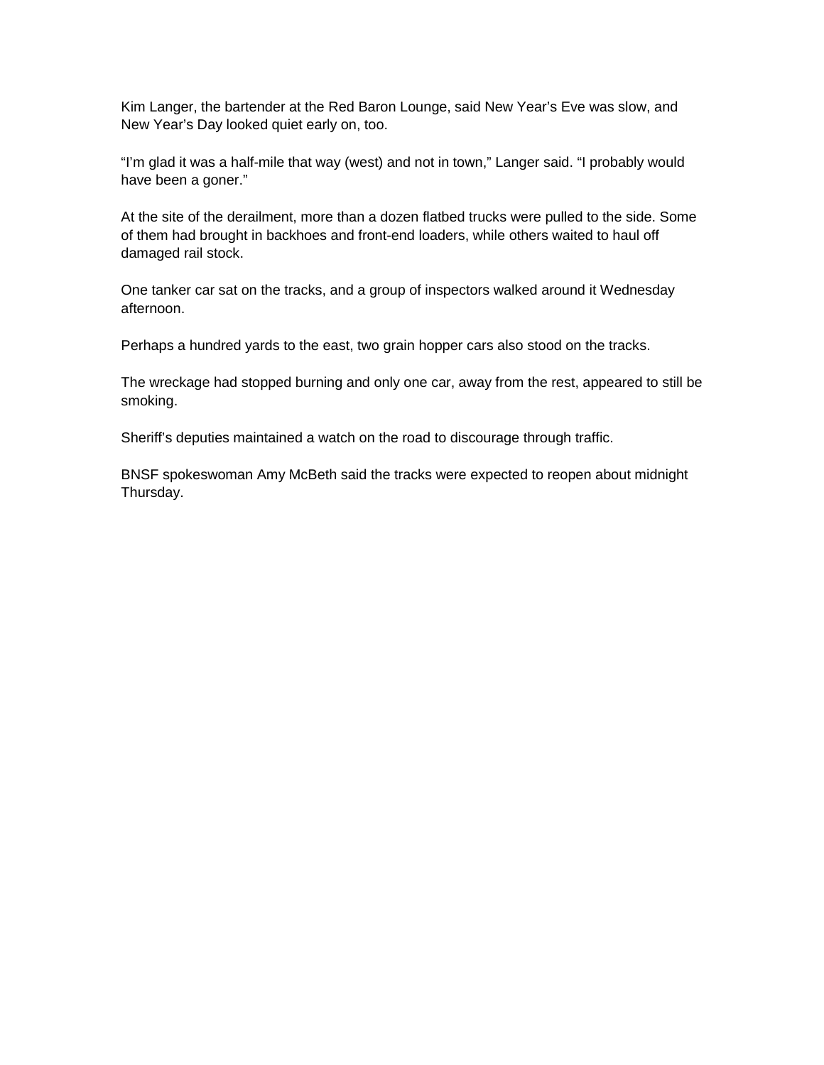Kim Langer, the bartender at the Red Baron Lounge, said New Year's Eve was slow, and New Year's Day looked quiet early on, too.

"I'm glad it was a half-mile that way (west) and not in town," Langer said. "I probably would have been a goner."

At the site of the derailment, more than a dozen flatbed trucks were pulled to the side. Some of them had brought in backhoes and front-end loaders, while others waited to haul off damaged rail stock.

One tanker car sat on the tracks, and a group of inspectors walked around it Wednesday afternoon.

Perhaps a hundred yards to the east, two grain hopper cars also stood on the tracks.

The wreckage had stopped burning and only one car, away from the rest, appeared to still be smoking.

Sheriff's deputies maintained a watch on the road to discourage through traffic.

BNSF spokeswoman Amy McBeth said the tracks were expected to reopen about midnight Thursday.